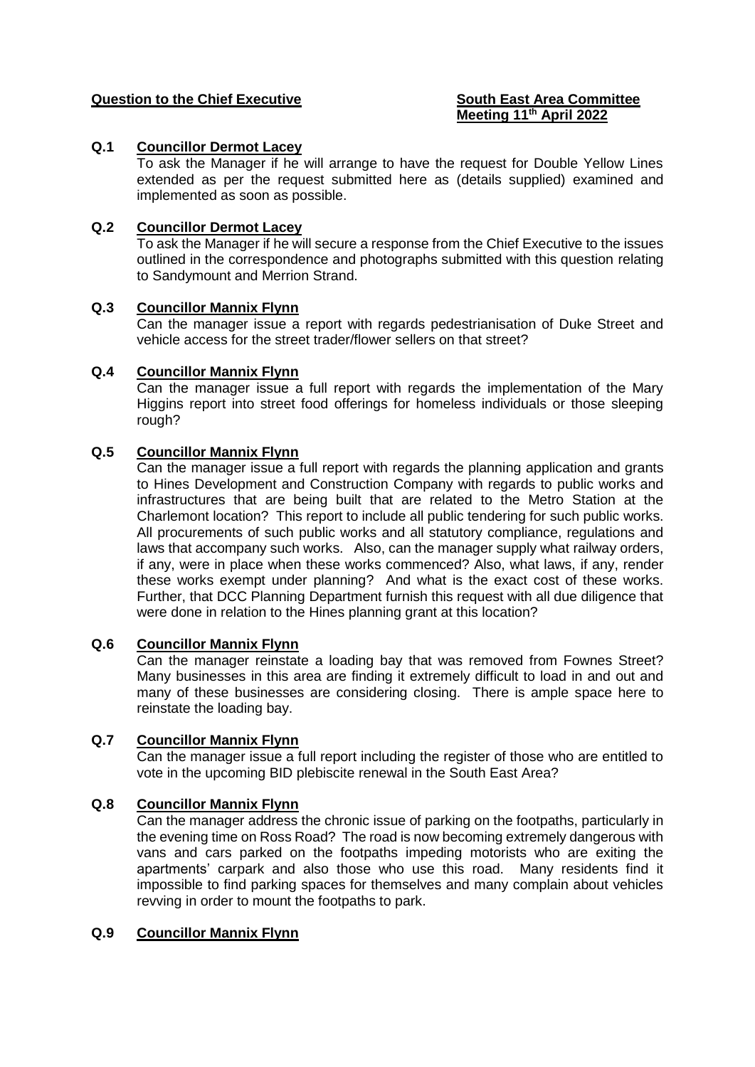**Question to the Chief Executive** | **South East Area Committee Meeting 11th April 2022**

**Q.1 Councillor Dermot Lacey**

To ask the Manager if he will arrange to have the request for Double Yellow Lines extended as per the request submitted here as (details supplied) examined and implemented as soon as possible.

**Q.2 Councillor Dermot Lacey**

To ask the Manager if he will secure a response from the Chief Executive to the issues outlined in the correspondence and photographs submitted with this question relating to Sandymount and Merrion Strand.

**Q.3 Councillor Mannix Flynn**

Can the manager issue a report with regards pedestrianisation of Duke Street and vehicle access for the street trader/flower sellers on that street?

**Q.4 Councillor Mannix Flynn**

Can the manager issue a full report with regards the implementation of the Mary Higgins report into street food offerings for homeless individuals or those sleeping rough?

**Q.5 Councillor Mannix Flynn**

Can the manager issue a full report with regards the planning application and grants to Hines Development and Construction Company with regards to public works and infrastructures that are being built that are related to the Metro Station at the Charlemont location? This report to include all public tendering for such public works. All procurements of such public works and all statutory compliance, regulations and laws that accompany such works. Also, can the manager supply what railway orders, if any, were in place when these works commenced? Also, what laws, if any, render these works exempt under planning? And what is the exact cost of these works. Further, that DCC Planning Department furnish this request with all due diligence that were done in relation to the Hines planning grant at this location?

**Q.6 Councillor Mannix Flynn**

Can the manager reinstate a loading bay that was removed from Fownes Street? Many businesses in this area are finding it extremely difficult to load in and out and many of these businesses are considering closing. There is ample space here to reinstate the loading bay.

**Q.7 Councillor Mannix Flynn**

Can the manager issue a full report including the register of those who are entitled to vote in the upcoming BID plebiscite renewal in the South East Area?

**Q.8 Councillor Mannix Flynn**

Can the manager address the chronic issue of parking on the footpaths, particularly in the evening time on Ross Road? The road is now becoming extremely dangerous with vans and cars parked on the footpaths impeding motorists who are exiting the apartments' carpark and also those who use this road. Many residents find it impossible to find parking spaces for themselves and many complain about vehicles revving in order to mount the footpaths to park.

**Q.9 Councillor Mannix Flynn**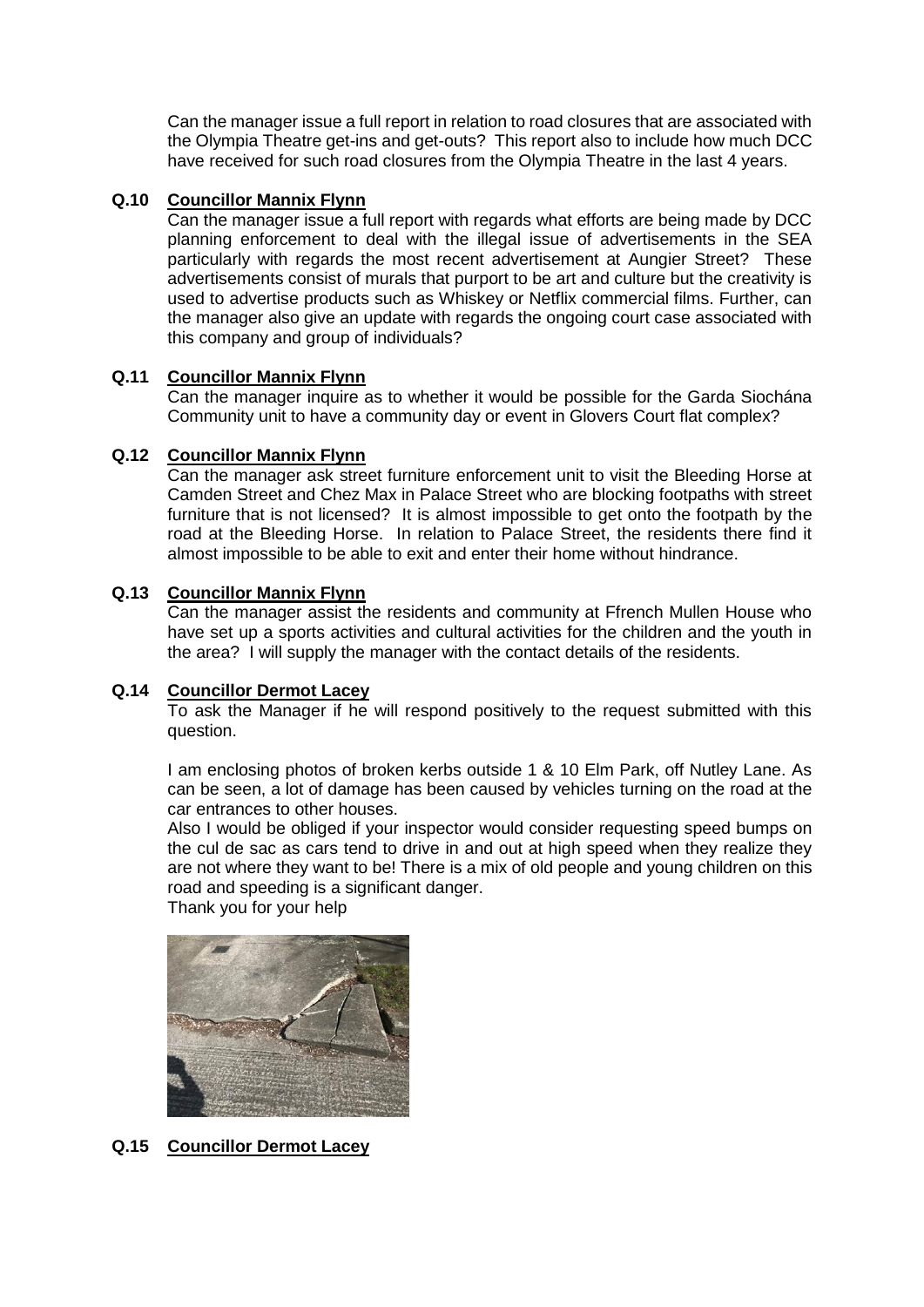Can the manager issue a full report in relation to road closures that are associated with the Olympia Theatre get-ins and get-outs? This report also to include how much DCC have received for such road closures from the Olympia Theatre in the last 4 years.

**Q.10 Councillor Mannix Flynn**

Can the manager issue a full report with regards what efforts are being made by DCC planning enforcement to deal with the illegal issue of advertisements in the SEA particularly with regards the most recent advertisement at Aungier Street? These advertisements consist of murals that purport to be art and culture but the creativity is used to advertise products such as Whiskey or Netflix commercial films. Further, can the manager also give an update with regards the ongoing court case associated with this company and group of individuals?

**Q.11 Councillor Mannix Flynn**

Can the manager inquire as to whether it would be possible for the Garda Siochána Community unit to have a community day or event in Glovers Court flat complex?

**Q.12 Councillor Mannix Flynn**

Can the manager ask street furniture enforcement unit to visit the Bleeding Horse at Camden Street and Chez Max in Palace Street who are blocking footpaths with street furniture that is not licensed? It is almost impossible to get onto the footpath by the road at the Bleeding Horse. In relation to Palace Street, the residents there find it almost impossible to be able to exit and enter their home without hindrance.

**Q.13 Councillor Mannix Flynn**

Can the manager assist the residents and community at Ffrench Mullen House who have set up a sports activities and cultural activities for the children and the youth in the area? I will supply the manager with the contact details of the residents.

**Q.14 Councillor Dermot Lacey**

To ask the Manager if he will respond positively to the request submitted with this question.

I am enclosing photos of broken kerbs outside 1 & 10 Elm Park, off Nutley Lane. As can be seen, a lot of damage has been caused by vehicles turning on the road at the car entrances to other houses.

Also I would be obliged if your inspector would consider requesting speed bumps on the cul de sac as cars tend to drive in and out at high speed when they realize they are not where they want to be! There is a mix of old people and young children on this road and speeding is a significant danger.

Thank you for your help

**Q.15 Councillor Dermot Lacey**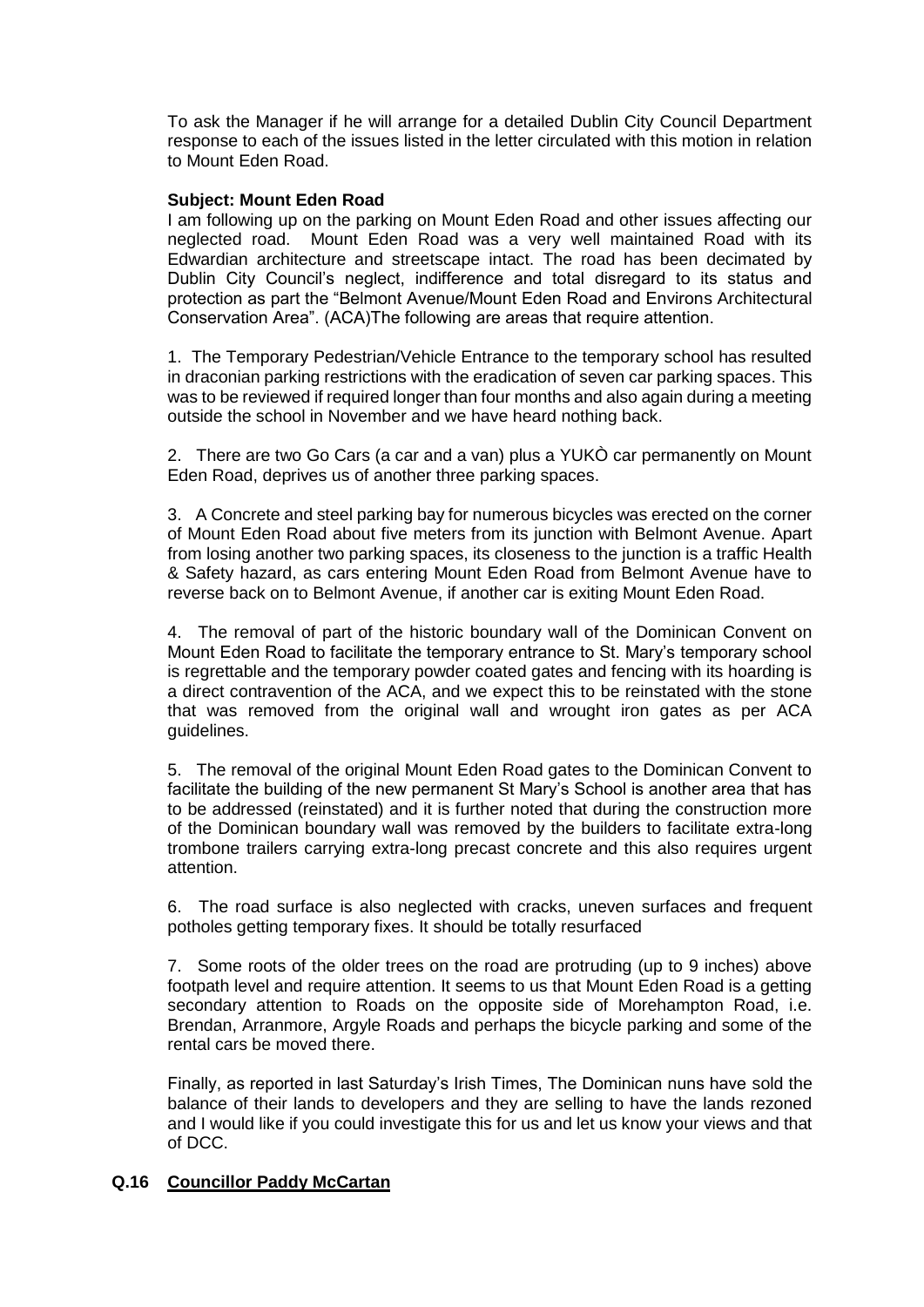To ask the Manager if he will arrange for a detailed Dublin City Council Department response to each of the issues listed in the letter circulated with this motion in relation to Mount Eden Road.

**Subject: Mount Eden Road**

I am following up on the parking on Mount Eden Road and other issues affecting our neglected road. Mount Eden Road was a very well maintained Road with its Edwardian architecture and streetscape intact. The road has been decimated by Dublin City Council's neglect, indifference and total disregard to its status and protection as part the "Belmont Avenue/Mount Eden Road and Environs Architectural Conservation Area". (ACA)The following are areas that require attention.

1. The Temporary Pedestrian/Vehicle Entrance to the temporary school has resulted in draconian parking restrictions with the eradication of seven car parking spaces. This was to be reviewed if required longer than four months and also again during a meeting outside the school in November and we have heard nothing back.

2. There are two Go Cars (a car and a van) plus a YUKÒ car permanently on Mount Eden Road, deprives us of another three parking spaces.

3. A Concrete and steel parking bay for numerous bicycles was erected on the corner of Mount Eden Road about five meters from its junction with Belmont Avenue. Apart from losing another two parking spaces, its closeness to the junction is a traffic Health & Safety hazard, as cars entering Mount Eden Road from Belmont Avenue have to reverse back on to Belmont Avenue, if another car is exiting Mount Eden Road.

4. The removal of part of the historic boundary wall of the Dominican Convent on Mount Eden Road to facilitate the temporary entrance to St. Mary's temporary school is regrettable and the temporary powder coated gates and fencing with its hoarding is a direct contravention of the ACA, and we expect this to be reinstated with the stone that was removed from the original wall and wrought iron gates as per ACA guidelines.

5. The removal of the original Mount Eden Road gates to the Dominican Convent to facilitate the building of the new permanent St Mary's School is another area that has to be addressed (reinstated) and it is further noted that during the construction more of the Dominican boundary wall was removed by the builders to facilitate extra-long trombone trailers carrying extra-long precast concrete and this also requires urgent attention.

6. The road surface is also neglected with cracks, uneven surfaces and frequent potholes getting temporary fixes. It should be totally resurfaced

7. Some roots of the older trees on the road are protruding (up to 9 inches) above footpath level and require attention. It seems to us that Mount Eden Road is a getting secondary attention to Roads on the opposite side of Morehampton Road, i.e. Brendan, Arranmore, Argyle Roads and perhaps the bicycle parking and some of the rental cars be moved there.

Finally, as reported in last Saturday's Irish Times, The Dominican nuns have sold the balance of their lands to developers and they are selling to have the lands rezoned and I would like if you could investigate this for us and let us know your views and that of DCC.

**Q.16 Councillor Paddy McCartan**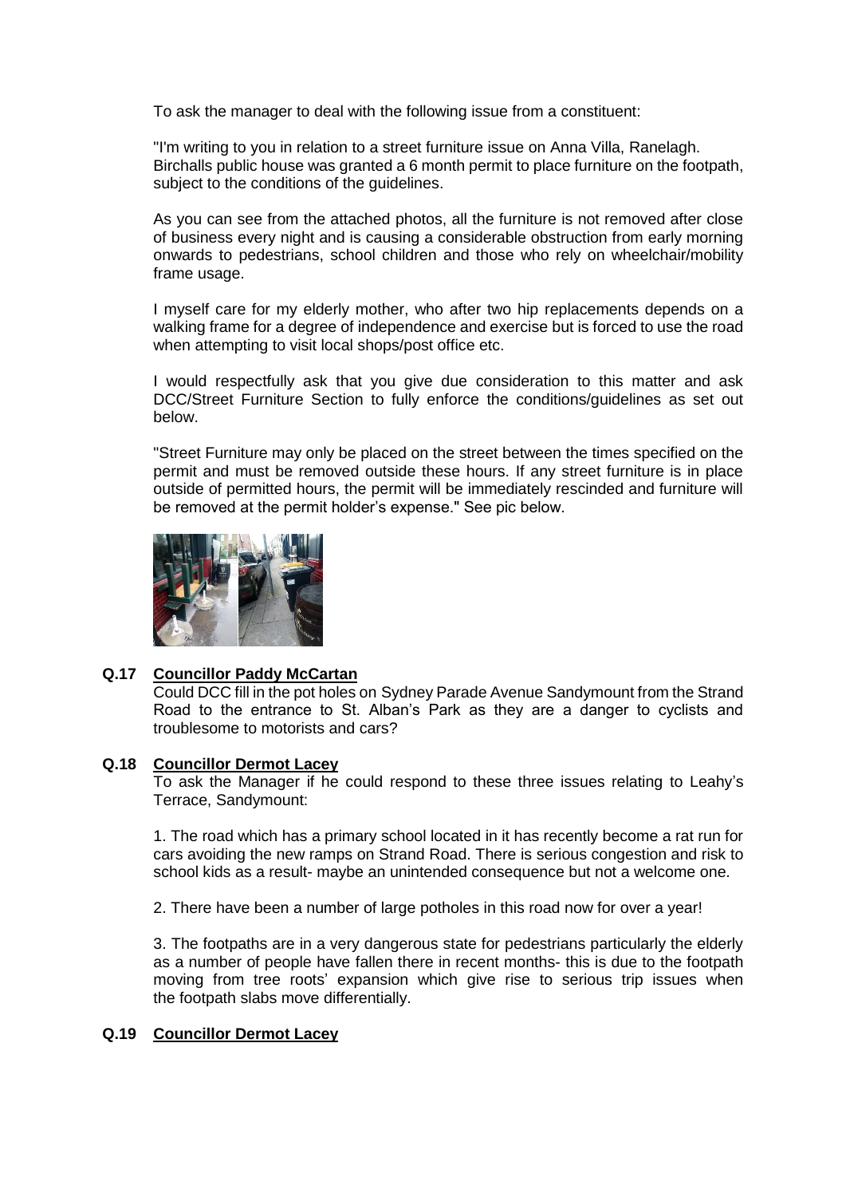To ask the manager to deal with the following issue from a constituent:

"I'm writing to you in relation to a street furniture issue on Anna Villa, Ranelagh. Birchalls public house was granted a 6 month permit to place furniture on the footpath, subject to the conditions of the guidelines.

As you can see from the attached photos, all the furniture is not removed after close of business every night and is causing a considerable obstruction from early morning onwards to pedestrians, school children and those who rely on wheelchair/mobility frame usage.

I myself care for my elderly mother, who after two hip replacements depends on a walking frame for a degree of independence and exercise but is forced to use the road when attempting to visit local shops/post office etc.

I would respectfully ask that you give due consideration to this matter and ask DCC/Street Furniture Section to fully enforce the conditions/guidelines as set out below.

"Street Furniture may only be placed on the street between the times specified on the permit and must be removed outside these hours. If any street furniture is in place outside of permitted hours, the permit will be immediately rescinded and furniture will be removed at the permit holder's expense." See pic below.

**Q.17 Councillor Paddy McCartan**

Could DCC fill in the pot holes on Sydney Parade Avenue Sandymount from the Strand Road to the entrance to St. Alban's Park as they are a danger to cyclists and troublesome to motorists and cars?

**Q.18 Councillor Dermot Lacey**

To ask the Manager if he could respond to these three issues relating to Leahy's Terrace, Sandymount:

1. The road which has a primary school located in it has recently become a rat run for cars avoiding the new ramps on Strand Road. There is serious congestion and risk to school kids as a result- maybe an unintended consequence but not a welcome one.

2. There have been a number of large potholes in this road now for over a year!

3. The footpaths are in a very dangerous state for pedestrians particularly the elderly as a number of people have fallen there in recent months- this is due to the footpath moving from tree roots' expansion which give rise to serious trip issues when the footpath slabs move differentially.

**Q.19 Councillor Dermot Lacey**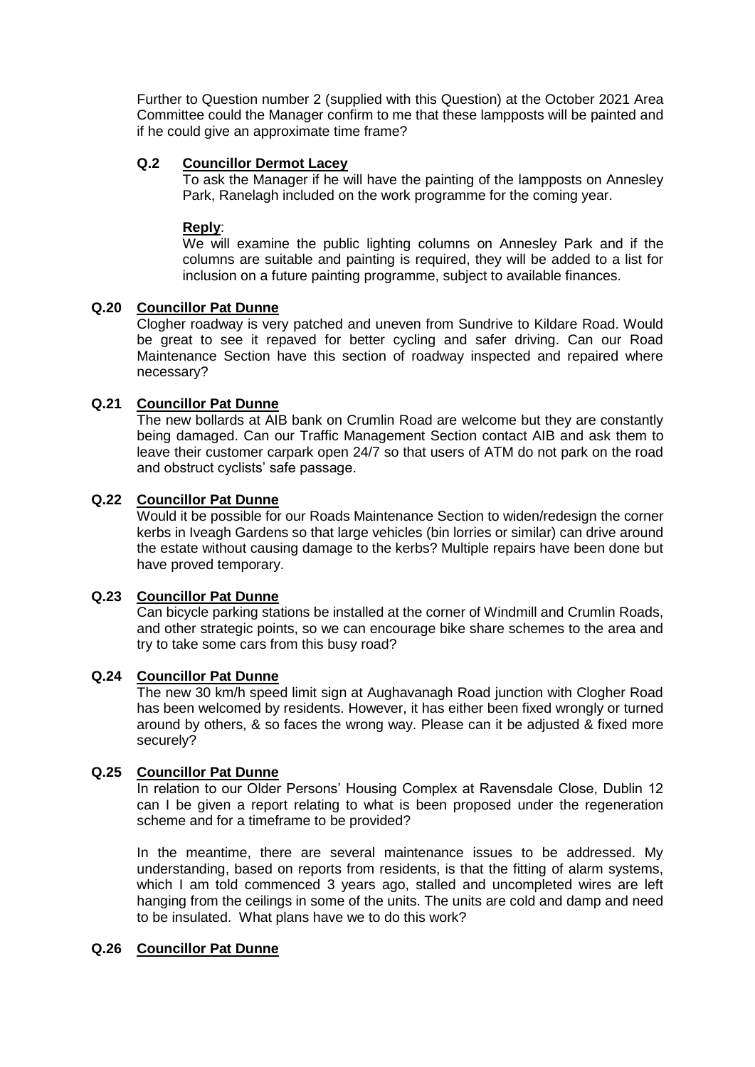Further to Question number 2 (supplied with this Question) at the October 2021 Area Committee could the Manager confirm to me that these lampposts will be painted and if he could give an approximate time frame?

**Q.2 Councillor Dermot Lacey**

To ask the Manager if he will have the painting of the lampposts on Annesley Park, Ranelagh included on the work programme for the coming year.

**Reply**:

We will examine the public lighting columns on Annesley Park and if the columns are suitable and painting is required, they will be added to a list for inclusion on a future painting programme, subject to available finances.

**Q.20 Councillor Pat Dunne**

Clogher roadway is very patched and uneven from Sundrive to Kildare Road. Would be great to see it repaved for better cycling and safer driving. Can our Road Maintenance Section have this section of roadway inspected and repaired where necessary?

**Q.21 Councillor Pat Dunne**

The new bollards at AIB bank on Crumlin Road are welcome but they are constantly being damaged. Can our Traffic Management Section contact AIB and ask them to leave their customer carpark open 24/7 so that users of ATM do not park on the road and obstruct cyclists' safe passage.

**Q.22 Councillor Pat Dunne**

Would it be possible for our Roads Maintenance Section to widen/redesign the corner kerbs in Iveagh Gardens so that large vehicles (bin lorries or similar) can drive around the estate without causing damage to the kerbs? Multiple repairs have been done but have proved temporary.

**Q.23 Councillor Pat Dunne**

Can bicycle parking stations be installed at the corner of Windmill and Crumlin Roads, and other strategic points, so we can encourage bike share schemes to the area and try to take some cars from this busy road?

**Q.24 Councillor Pat Dunne**

The new 30 km/h speed limit sign at Aughavanagh Road junction with Clogher Road has been welcomed by residents. However, it has either been fixed wrongly or turned around by others, & so faces the wrong way. Please can it be adjusted & fixed more securely?

**Q.25 Councillor Pat Dunne**

In relation to our Older Persons' Housing Complex at Ravensdale Close, Dublin 12 can I be given a report relating to what is been proposed under the regeneration scheme and for a timeframe to be provided?

In the meantime, there are several maintenance issues to be addressed. My understanding, based on reports from residents, is that the fitting of alarm systems, which I am told commenced 3 years ago, stalled and uncompleted wires are left hanging from the ceilings in some of the units. The units are cold and damp and need to be insulated. What plans have we to do this work?

**Q.26 Councillor Pat Dunne**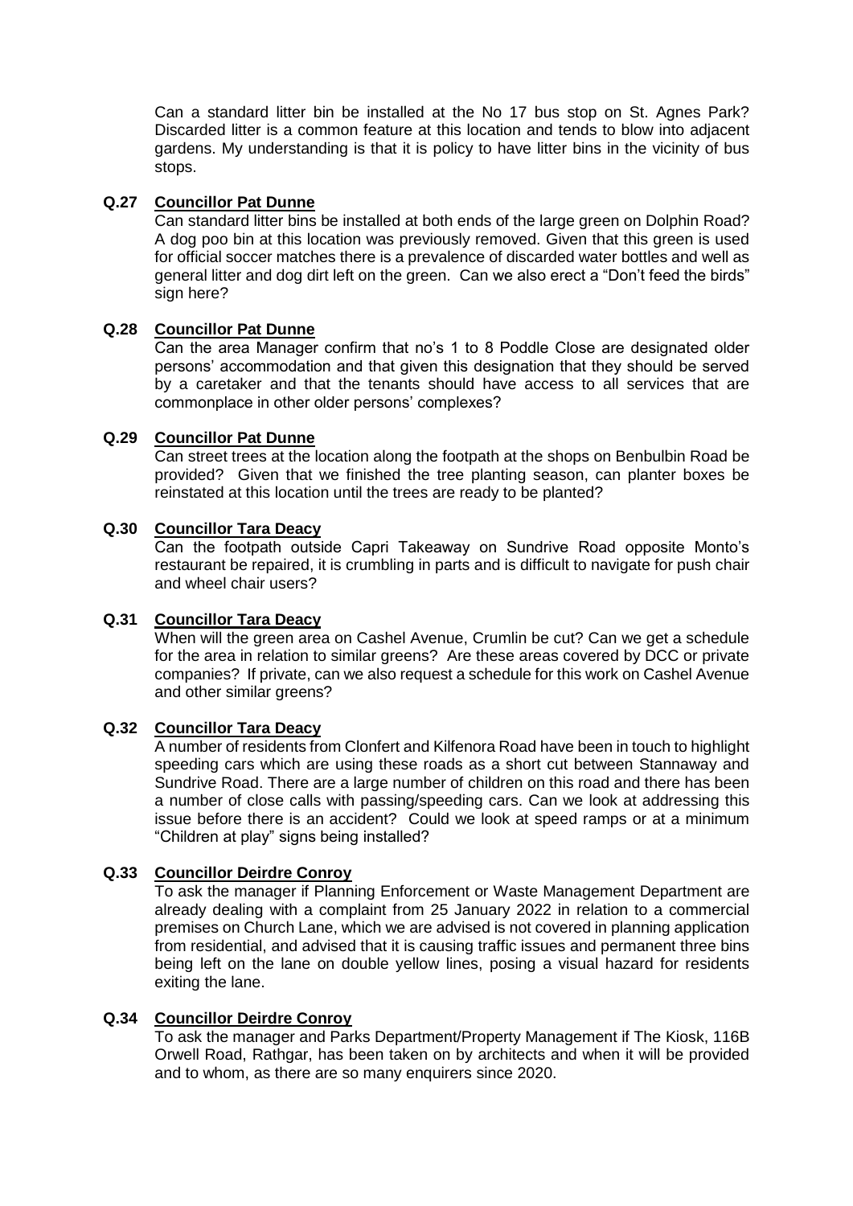Can a standard litter bin be installed at the No 17 bus stop on St. Agnes Park? Discarded litter is a common feature at this location and tends to blow into adjacent gardens. My understanding is that it is policy to have litter bins in the vicinity of bus stops.

**Q.27 Councillor Pat Dunne**

Can standard litter bins be installed at both ends of the large green on Dolphin Road? A dog poo bin at this location was previously removed. Given that this green is used for official soccer matches there is a prevalence of discarded water bottles and well as general litter and dog dirt left on the green. Can we also erect a "Don't feed the birds" sign here?

**Q.28 Councillor Pat Dunne**

Can the area Manager confirm that no's 1 to 8 Poddle Close are designated older persons' accommodation and that given this designation that they should be served by a caretaker and that the tenants should have access to all services that are commonplace in other older persons' complexes?

**Q.29 Councillor Pat Dunne**

Can street trees at the location along the footpath at the shops on Benbulbin Road be provided? Given that we finished the tree planting season, can planter boxes be reinstated at this location until the trees are ready to be planted?

**Q.30 Councillor Tara Deacy**

Can the footpath outside Capri Takeaway on Sundrive Road opposite Monto's restaurant be repaired, it is crumbling in parts and is difficult to navigate for push chair and wheel chair users?

**Q.31 Councillor Tara Deacy**

When will the green area on Cashel Avenue, Crumlin be cut? Can we get a schedule for the area in relation to similar greens? Are these areas covered by DCC or private companies? If private, can we also request a schedule for this work on Cashel Avenue and other similar greens?

**Q.32 Councillor Tara Deacy**

A number of residents from Clonfert and Kilfenora Road have been in touch to highlight speeding cars which are using these roads as a short cut between Stannaway and Sundrive Road. There are a large number of children on this road and there has been a number of close calls with passing/speeding cars. Can we look at addressing this issue before there is an accident? Could we look at speed ramps or at a minimum "Children at play" signs being installed?

**Q.33 Councillor Deirdre Conroy**

To ask the manager if Planning Enforcement or Waste Management Department are already dealing with a complaint from 25 January 2022 in relation to a commercial premises on Church Lane, which we are advised is not covered in planning application from residential, and advised that it is causing traffic issues and permanent three bins being left on the lane on double yellow lines, posing a visual hazard for residents exiting the lane.

**Q.34 Councillor Deirdre Conroy**

To ask the manager and Parks Department/Property Management if The Kiosk, 116B Orwell Road, Rathgar, has been taken on by architects and when it will be provided and to whom, as there are so many enquirers since 2020.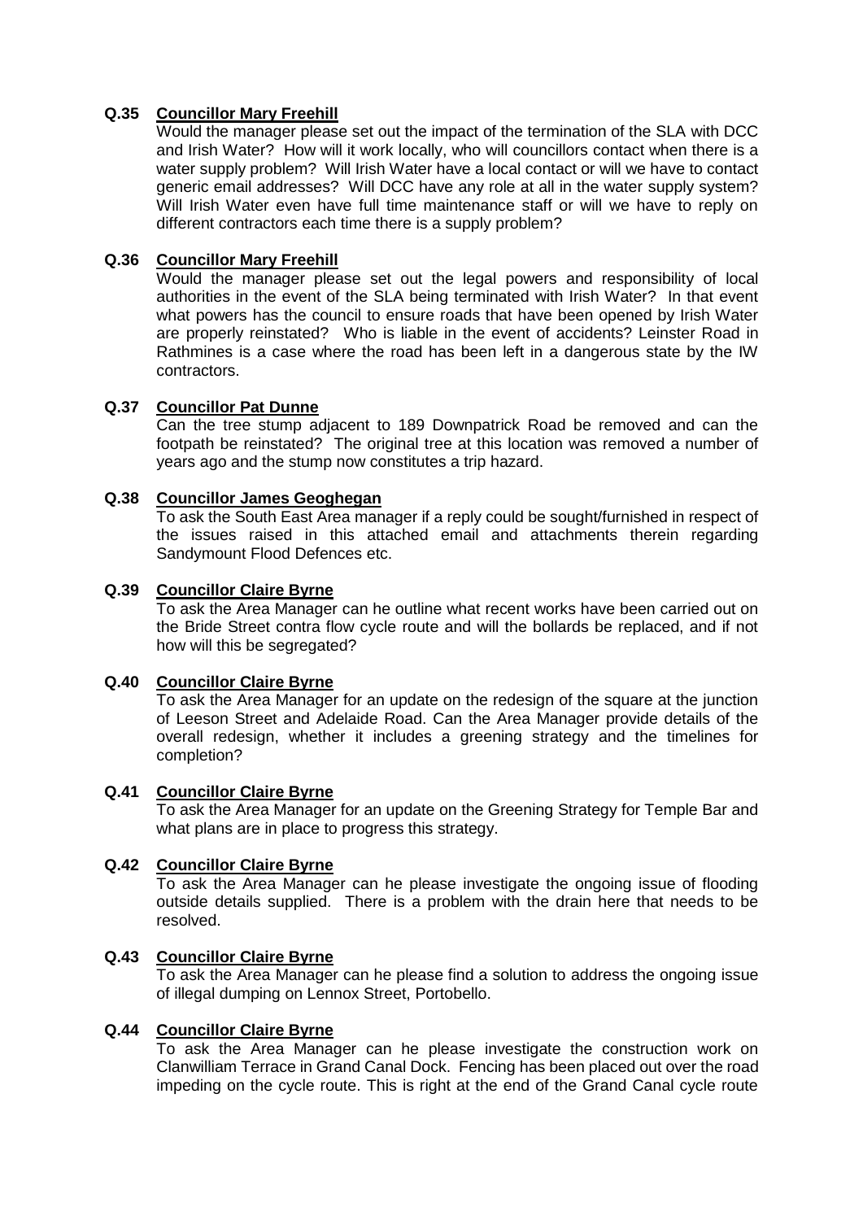**Q.35 Councillor Mary Freehill**

Would the manager please set out the impact of the termination of the SLA with DCC and Irish Water? How will it work locally, who will councillors contact when there is a water supply problem? Will Irish Water have a local contact or will we have to contact generic email addresses? Will DCC have any role at all in the water supply system? Will Irish Water even have full time maintenance staff or will we have to reply on different contractors each time there is a supply problem?

**Q.36 Councillor Mary Freehill**

Would the manager please set out the legal powers and responsibility of local authorities in the event of the SLA being terminated with Irish Water? In that event what powers has the council to ensure roads that have been opened by Irish Water are properly reinstated? Who is liable in the event of accidents? Leinster Road in Rathmines is a case where the road has been left in a dangerous state by the IW contractors.

**Q.37 Councillor Pat Dunne**

Can the tree stump adjacent to 189 Downpatrick Road be removed and can the footpath be reinstated? The original tree at this location was removed a number of years ago and the stump now constitutes a trip hazard.

**Q.38 Councillor James Geoghegan**

To ask the South East Area manager if a reply could be sought/furnished in respect of the issues raised in this attached email and attachments therein regarding Sandymount Flood Defences etc.

**Q.39 Councillor Claire Byrne**

To ask the Area Manager can he outline what recent works have been carried out on the Bride Street contra flow cycle route and will the bollards be replaced, and if not how will this be segregated?

**Q.40 Councillor Claire Byrne**

To ask the Area Manager for an update on the redesign of the square at the junction of Leeson Street and Adelaide Road. Can the Area Manager provide details of the overall redesign, whether it includes a greening strategy and the timelines for completion?

**Q.41 Councillor Claire Byrne**

To ask the Area Manager for an update on the Greening Strategy for Temple Bar and what plans are in place to progress this strategy.

**Q.42 Councillor Claire Byrne**

To ask the Area Manager can he please investigate the ongoing issue of flooding outside details supplied. There is a problem with the drain here that needs to be resolved.

**Q.43 Councillor Claire Byrne**

To ask the Area Manager can he please find a solution to address the ongoing issue of illegal dumping on Lennox Street, Portobello.

**Q.44 Councillor Claire Byrne**

To ask the Area Manager can he please investigate the construction work on Clanwilliam Terrace in Grand Canal Dock. Fencing has been placed out over the road impeding on the cycle route. This is right at the end of the Grand Canal cycle route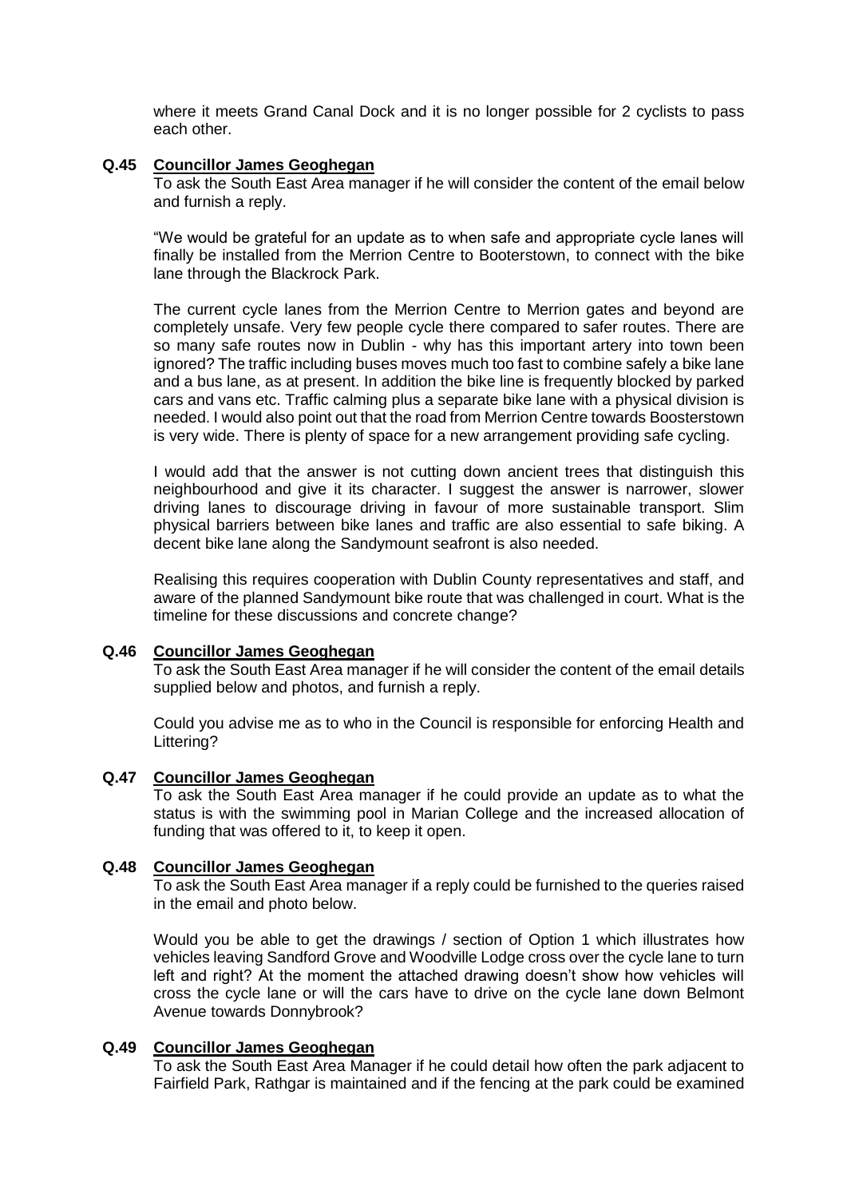where it meets Grand Canal Dock and it is no longer possible for 2 cyclists to pass each other.

**Q.45 Councillor James Geoghegan**

To ask the South East Area manager if he will consider the content of the email below and furnish a reply.

"We would be grateful for an update as to when safe and appropriate cycle lanes will finally be installed from the Merrion Centre to Booterstown, to connect with the bike lane through the Blackrock Park.

The current cycle lanes from the Merrion Centre to Merrion gates and beyond are completely unsafe. Very few people cycle there compared to safer routes. There are so many safe routes now in Dublin - why has this important artery into town been ignored? The traffic including buses moves much too fast to combine safely a bike lane and a bus lane, as at present. In addition the bike line is frequently blocked by parked cars and vans etc. Traffic calming plus a separate bike lane with a physical division is needed. I would also point out that the road from Merrion Centre towards Boosterstown is very wide. There is plenty of space for a new arrangement providing safe cycling.

I would add that the answer is not cutting down ancient trees that distinguish this neighbourhood and give it its character. I suggest the answer is narrower, slower driving lanes to discourage driving in favour of more sustainable transport. Slim physical barriers between bike lanes and traffic are also essential to safe biking. A decent bike lane along the Sandymount seafront is also needed.

Realising this requires cooperation with Dublin County representatives and staff, and aware of the planned Sandymount bike route that was challenged in court. What is the timeline for these discussions and concrete change?

**Q.46 Councillor James Geoghegan**

To ask the South East Area manager if he will consider the content of the email details supplied below and photos, and furnish a reply.

Could you advise me as to who in the Council is responsible for enforcing Health and Littering?

**Q.47 Councillor James Geoghegan**

To ask the South East Area manager if he could provide an update as to what the status is with the swimming pool in Marian College and the increased allocation of funding that was offered to it, to keep it open.

**Q.48 Councillor James Geoghegan**

To ask the South East Area manager if a reply could be furnished to the queries raised in the email and photo below.

Would you be able to get the drawings / section of Option 1 which illustrates how vehicles leaving Sandford Grove and Woodville Lodge cross over the cycle lane to turn left and right? At the moment the attached drawing doesn't show how vehicles will cross the cycle lane or will the cars have to drive on the cycle lane down Belmont Avenue towards Donnybrook?

**Q.49 Councillor James Geoghegan**

To ask the South East Area Manager if he could detail how often the park adjacent to Fairfield Park, Rathgar is maintained and if the fencing at the park could be examined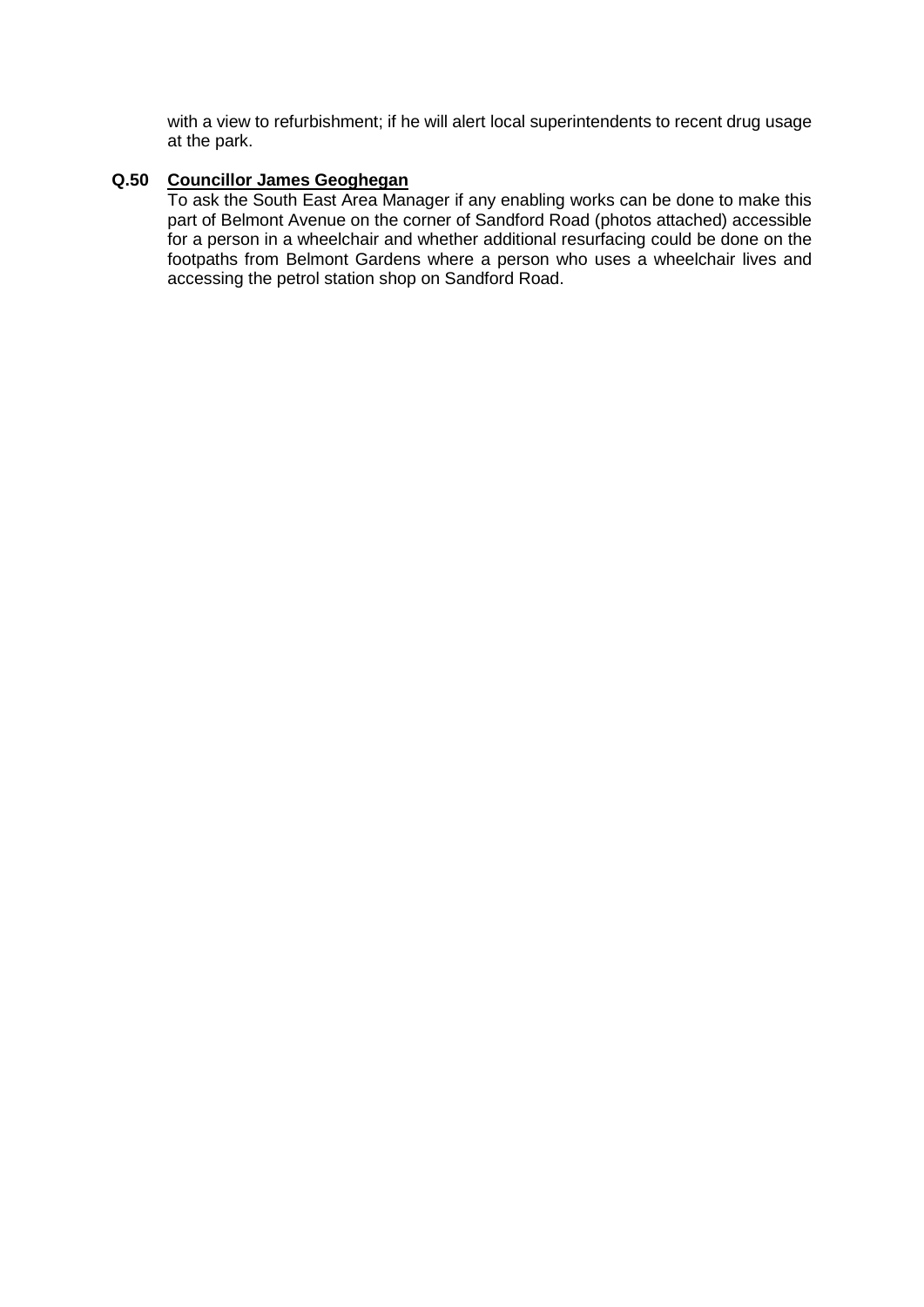with a view to refurbishment; if he will alert local superintendents to recent drug usage at the park.

**Q.50 Councillor James Geoghegan**

To ask the South East Area Manager if any enabling works can be done to make this part of Belmont Avenue on the corner of Sandford Road (photos attached) accessible for a person in a wheelchair and whether additional resurfacing could be done on the footpaths from Belmont Gardens where a person who uses a wheelchair lives and accessing the petrol station shop on Sandford Road.